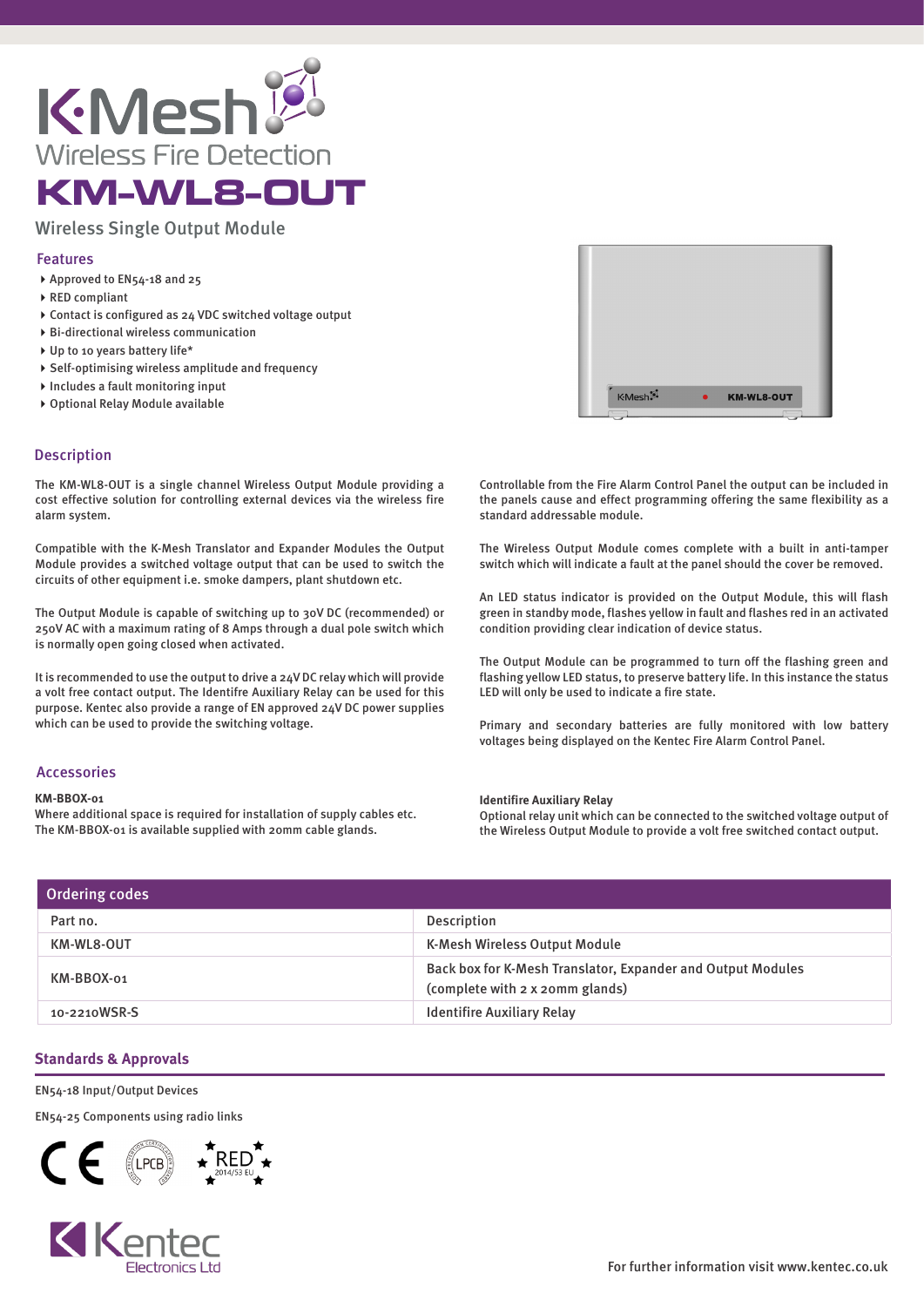# K-Mesh

Wireless Fire Detection

# KM-WL8-OUT

## Wireless Single Output Module

### Features

- Approved to EN54-18 and 25
- RED compliant
- Contact is configured as 24 VDC switched voltage output
- Bi-directional wireless communication
- Up to 10 years battery life*
- Self-optimising wireless amplitude and frequency
- Includes a fault monitoring input
- Optional Relay Module available

### Description

The KM-WL8-OUT is a single channel Wireless Output Module providing a cost effective solution for controlling external devices via the wireless fire alarm system.

Compatible with the K-Mesh Translator and Expander Modules the Output Module provides a switched voltage output that can be used to switch the circuits of other equipment i.e. smoke dampers, plant shutdown etc.

The Output Module is capable of switching up to 30V DC (recommended) or 250V AC with a maximum rating of 8 Amps through a dual pole switch which is normally open going closed when activated.

It is recommended to use the output to drive a 24V DC relay which will provide a volt free contact output. The Identifre Auxiliary Relay can be used for this purpose. Kentec also provide a range of EN approved 24V DC power supplies which can be used to provide the switching voltage.

Controllable from the Fire Alarm Control Panel the output can be included in the panels cause and effect programming offering the same flexibility as a standard addressable module.

The Wireless Output Module comes complete with a built in anti-tamper switch which will indicate a fault at the panel should the cover be removed.

An LED status indicator is provided on the Output Module, this will flash green in standby mode, flashes yellow in fault and flashes red in an activated condition providing clear indication of device status.

The Output Module can be programmed to turn off the flashing green and flashing yellow LED status, to preserve battery life. In this instance the status LED will only be used to indicate a fire state.

Primary and secondary batteries are fully monitored with low battery voltages being displayed on the Kentec Fire Alarm Control Panel.

### Accessories

**KM-BBOX-01**
Where additional space is required for installation of supply cables etc. The KM-BBOX-01 is available supplied with 20mm cable glands.

**Identifire Auxiliary Relay**
Optional relay unit which can be connected to the switched voltage output of the Wireless Output Module to provide a volt free switched contact output.

### Ordering codes

| Part no. | Description |
|---|---|
| KM-WL8-OUT | K-Mesh Wireless Output Module |
| KM-BBOX-01 | Back box for K-Mesh Translator, Expander and Output Modules (complete with 2 x 20mm glands) |
| 10-2210WSR-S | Identifire Auxiliary Relay |

### Standards & Approvals

EN54-18 Input/Output Devices

EN54-25 Components using radio links

CE LPCB RED 2014/53 EU

Kentec Electronics Ltd

For further information visit www.kentec.co.uk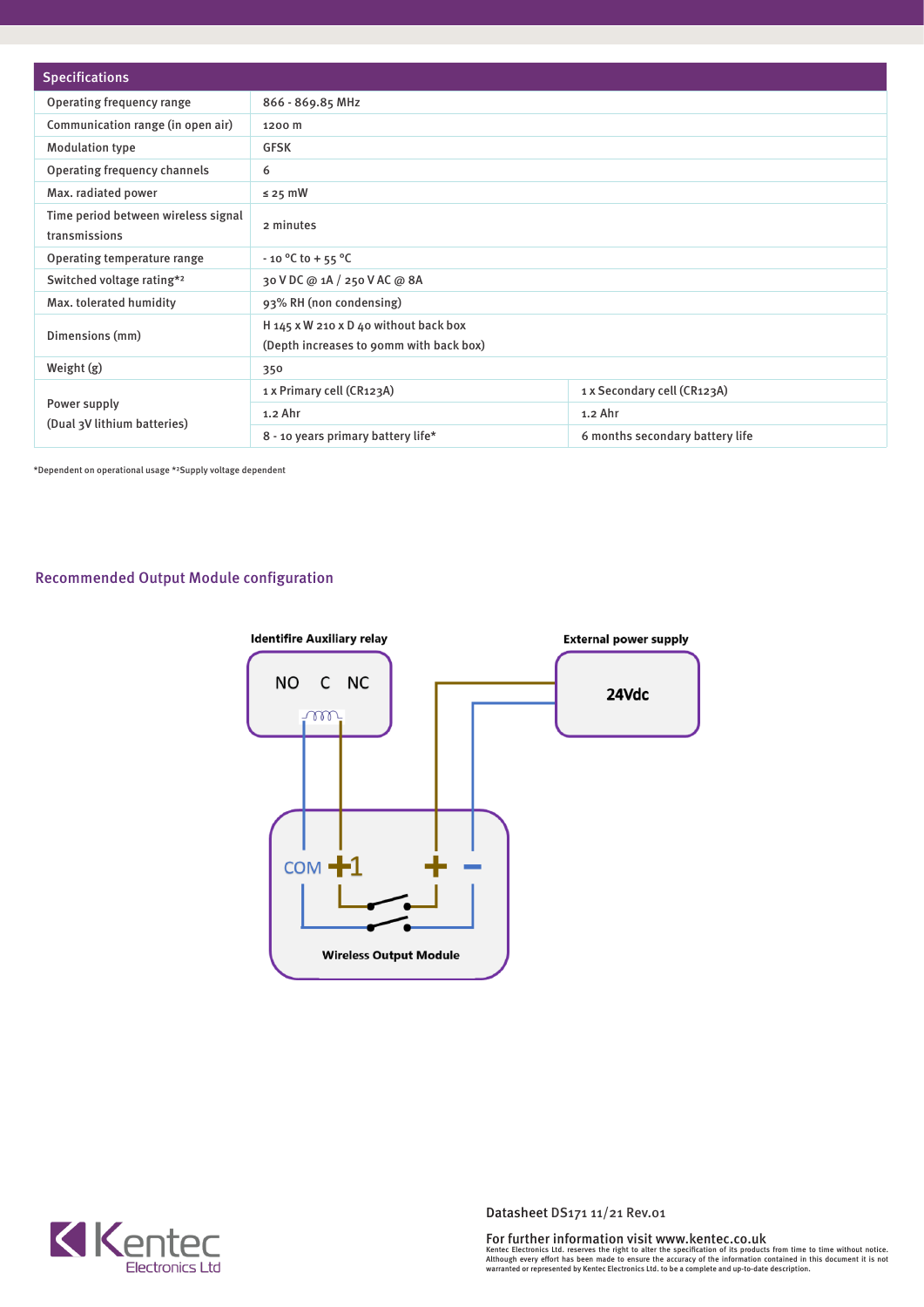## Specifications

| | | |
|---|---|---|
| Operating frequency range | 866 - 869.85 MHz | |
| Communication range (in open air) | 1200 m | |
| Modulation type | GFSK | |
| Operating frequency channels | 6 | |
| Max. radiated power | ≤ 25 mW | |
| Time period between wireless signal transmissions | 2 minutes | |
| Operating temperature range | - 10 °C to + 55 °C | |
| Switched voltage rating*² | 30 V DC @ 1A / 250 V AC @ 8A | |
| Max. tolerated humidity | 93% RH (non condensing) | |
| Dimensions (mm) | H 145 x W 210 x D 40 without back box (Depth increases to 90mm with back box) | |
| Weight (g) | 350 | |
| Power supply (Dual 3V lithium batteries) | 1 x Primary cell (CR123A) | 1 x Secondary cell (CR123A) |
| | 1.2 Ahr | 1.2 Ahr |
| | 8 - 10 years primary battery life* | 6 months secondary battery life |

*Dependent on operational usage *²Supply voltage dependent

## Recommended Output Module configuration

Identifire Auxiliary relay

NO C NC

External power supply

24Vdc

COM +1 + −

Wireless Output Module

Datasheet DS171 11/21 Rev.01

For further information visit www.kentec.co.uk

Kentec Electronics Ltd. reserves the right to alter the specification of its products from time to time without notice. Although every effort has been made to ensure the accuracy of the information contained in this document it is not warranted or represented by Kentec Electronics Ltd. to be a complete and up-to-date description.

Kentec Electronics Ltd